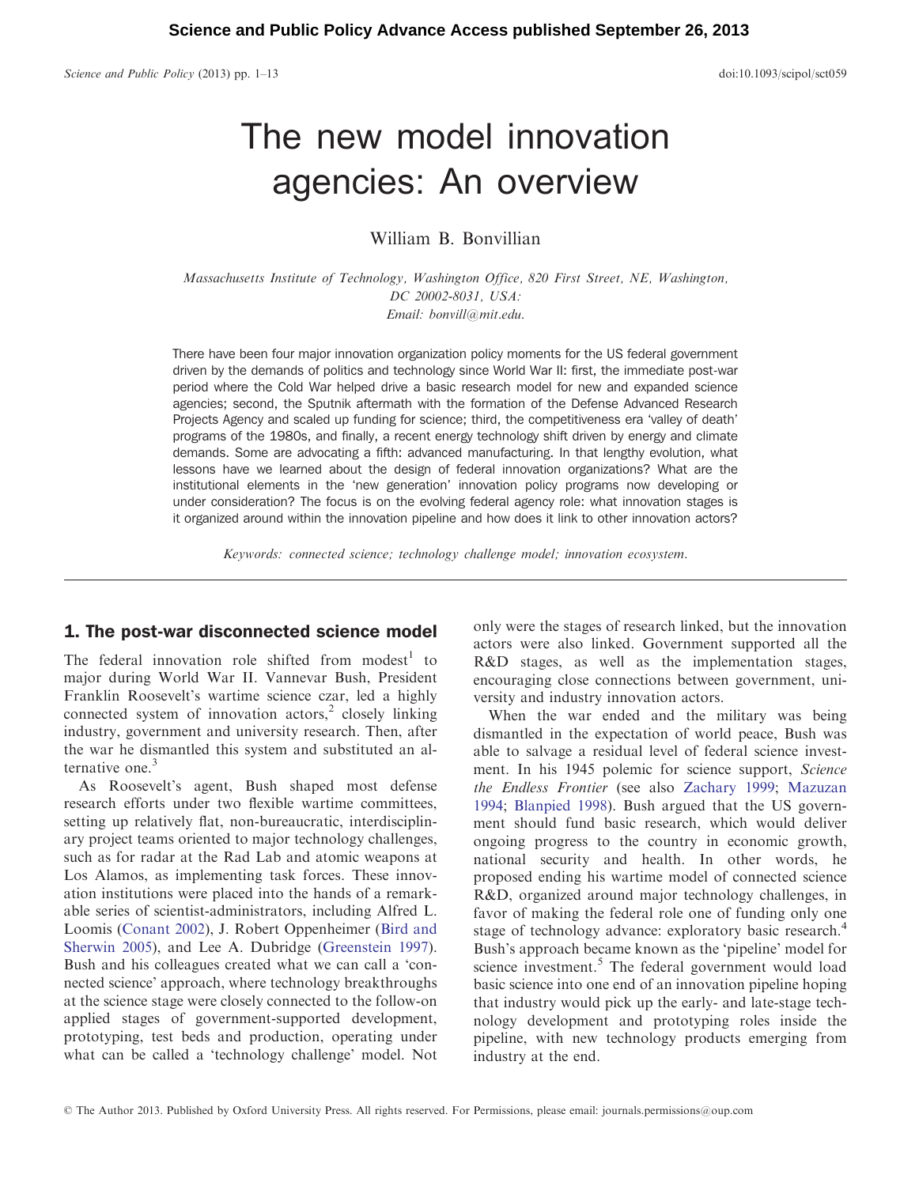# The new model innovation agencies: An overview

William B. Bonvillian

*Massachusetts Institute of Technology, Washington Office, 820 First Street, NE, Washington, DC 20002-8031, USA: Email: bonvill@mit.edu.*

There have been four major innovation organization policy moments for the US federal government driven by the demands of politics and technology since World War II: first, the immediate post-war period where the Cold War helped drive a basic research model for new and expanded science agencies; second, the Sputnik aftermath with the formation of the Defense Advanced Research Projects Agency and scaled up funding for science; third, the competitiveness era 'valley of death' programs of the 1980s, and finally, a recent energy technology shift driven by energy and climate demands. Some are advocating a fifth: advanced manufacturing. In that lengthy evolution, what lessons have we learned about the design of federal innovation organizations? What are the institutional elements in the 'new generation' innovation policy programs now developing or under consideration? The focus is on the evolving federal agency role: what innovation stages is it organized around within the innovation pipeline and how does it link to other innovation actors?

*Keywords: connected science; technology challenge model; innovation ecosystem.*

## 1. The post-war disconnected science model

The federal innovation role shifted from modest[1] to major during World War II. Vannevar Bush, President Franklin Roosevelt's wartime science czar, led a highly connected system of innovation actors,[2] closely linking industry, government and university research. Then, after the war he dismantled this system and substituted an alternative one.[3]

As Roosevelt's agent, Bush shaped most defense research efforts under two flexible wartime committees, setting up relatively flat, non-bureaucratic, interdisciplinary project teams oriented to major technology challenges, such as for radar at the Rad Lab and atomic weapons at Los Alamos, as implementing task forces. These innovation institutions were placed into the hands of a remarkable series of scientist-administrators, including Alfred L. Loomis (Conant 2002), J. Robert Oppenheimer (Bird and Sherwin 2005), and Lee A. Dubridge (Greenstein 1997). Bush and his colleagues created what we can call a 'connected science' approach, where technology breakthroughs at the science stage were closely connected to the follow-on applied stages of government-supported development, prototyping, test beds and production, operating under what can be called a 'technology challenge' model. Not only were the stages of research linked, but the innovation actors were also linked. Government supported all the R&D stages, as well as the implementation stages, encouraging close connections between government, university and industry innovation actors.

When the war ended and the military was being dismantled in the expectation of world peace, Bush was able to salvage a residual level of federal science investment. In his 1945 polemic for science support, *Science the Endless Frontier* (see also Zachary 1999; Mazuzan 1994; Blanpied 1998). Bush argued that the US government should fund basic research, which would deliver ongoing progress to the country in economic growth, national security and health. In other words, he proposed ending his wartime model of connected science R&D, organized around major technology challenges, in favor of making the federal role one of funding only one stage of technology advance: exploratory basic research.[4] Bush's approach became known as the 'pipeline' model for science investment.[5] The federal government would load basic science into one end of an innovation pipeline hoping that industry would pick up the early- and late-stage technology development and prototyping roles inside the pipeline, with new technology products emerging from industry at the end.

© The Author 2013. Published by Oxford University Press. All rights reserved. For Permissions, please email: journals.permissions@oup.com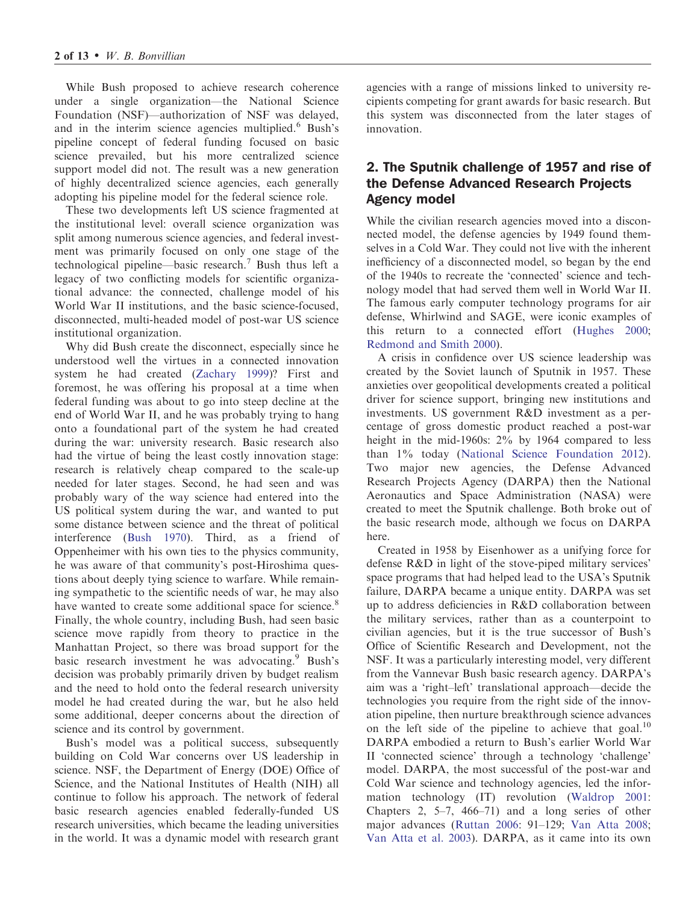While Bush proposed to achieve research coherence under a single organization—the National Science Foundation (NSF)—authorization of NSF was delayed, and in the interim science agencies multiplied.[6] Bush's pipeline concept of federal funding focused on basic science prevailed, but his more centralized science support model did not. The result was a new generation of highly decentralized science agencies, each generally adopting his pipeline model for the federal science role.

These two developments left US science fragmented at the institutional level: overall science organization was split among numerous science agencies, and federal investment was primarily focused on only one stage of the technological pipeline—basic research.[7] Bush thus left a legacy of two conflicting models for scientific organizational advance: the connected, challenge model of his World War II institutions, and the basic science-focused, disconnected, multi-headed model of post-war US science institutional organization.

Why did Bush create the disconnect, especially since he understood well the virtues in a connected innovation system he had created (Zachary 1999)? First and foremost, he was offering his proposal at a time when federal funding was about to go into steep decline at the end of World War II, and he was probably trying to hang onto a foundational part of the system he had created during the war: university research. Basic research also had the virtue of being the least costly innovation stage: research is relatively cheap compared to the scale-up needed for later stages. Second, he had seen and was probably wary of the way science had entered into the US political system during the war, and wanted to put some distance between science and the threat of political interference (Bush 1970). Third, as a friend of Oppenheimer with his own ties to the physics community, he was aware of that community's post-Hiroshima questions about deeply tying science to warfare. While remaining sympathetic to the scientific needs of war, he may also have wanted to create some additional space for science.[8] Finally, the whole country, including Bush, had seen basic science move rapidly from theory to practice in the Manhattan Project, so there was broad support for the basic research investment he was advocating.[9] Bush's decision was probably primarily driven by budget realism and the need to hold onto the federal research university model he had created during the war, but he also held some additional, deeper concerns about the direction of science and its control by government.

Bush's model was a political success, subsequently building on Cold War concerns over US leadership in science. NSF, the Department of Energy (DOE) Office of Science, and the National Institutes of Health (NIH) all continue to follow his approach. The network of federal basic research agencies enabled federally-funded US research universities, which became the leading universities in the world. It was a dynamic model with research grant agencies with a range of missions linked to university recipients competing for grant awards for basic research. But this system was disconnected from the later stages of innovation.

## 2. The Sputnik challenge of 1957 and rise of the Defense Advanced Research Projects Agency model

While the civilian research agencies moved into a disconnected model, the defense agencies by 1949 found themselves in a Cold War. They could not live with the inherent inefficiency of a disconnected model, so began by the end of the 1940s to recreate the 'connected' science and technology model that had served them well in World War II. The famous early computer technology programs for air defense, Whirlwind and SAGE, were iconic examples of this return to a connected effort (Hughes 2000; Redmond and Smith 2000).

A crisis in confidence over US science leadership was created by the Soviet launch of Sputnik in 1957. These anxieties over geopolitical developments created a political driver for science support, bringing new institutions and investments. US government R&D investment as a percentage of gross domestic product reached a post-war height in the mid-1960s: 2% by 1964 compared to less than 1% today (National Science Foundation 2012). Two major new agencies, the Defense Advanced Research Projects Agency (DARPA) then the National Aeronautics and Space Administration (NASA) were created to meet the Sputnik challenge. Both broke out of the basic research mode, although we focus on DARPA here.

Created in 1958 by Eisenhower as a unifying force for defense R&D in light of the stove-piped military services' space programs that had helped lead to the USA's Sputnik failure, DARPA became a unique entity. DARPA was set up to address deficiencies in R&D collaboration between the military services, rather than as a counterpoint to civilian agencies, but it is the true successor of Bush's Office of Scientific Research and Development, not the NSF. It was a particularly interesting model, very different from the Vannevar Bush basic research agency. DARPA's aim was a 'right–left' translational approach—decide the technologies you require from the right side of the innovation pipeline, then nurture breakthrough science advances on the left side of the pipeline to achieve that goal.[10] DARPA embodied a return to Bush's earlier World War II 'connected science' through a technology 'challenge' model. DARPA, the most successful of the post-war and Cold War science and technology agencies, led the information technology (IT) revolution (Waldrop 2001: Chapters 2, 5–7, 466–71) and a long series of other major advances (Ruttan 2006: 91–129; Van Atta 2008; Van Atta et al. 2003). DARPA, as it came into its own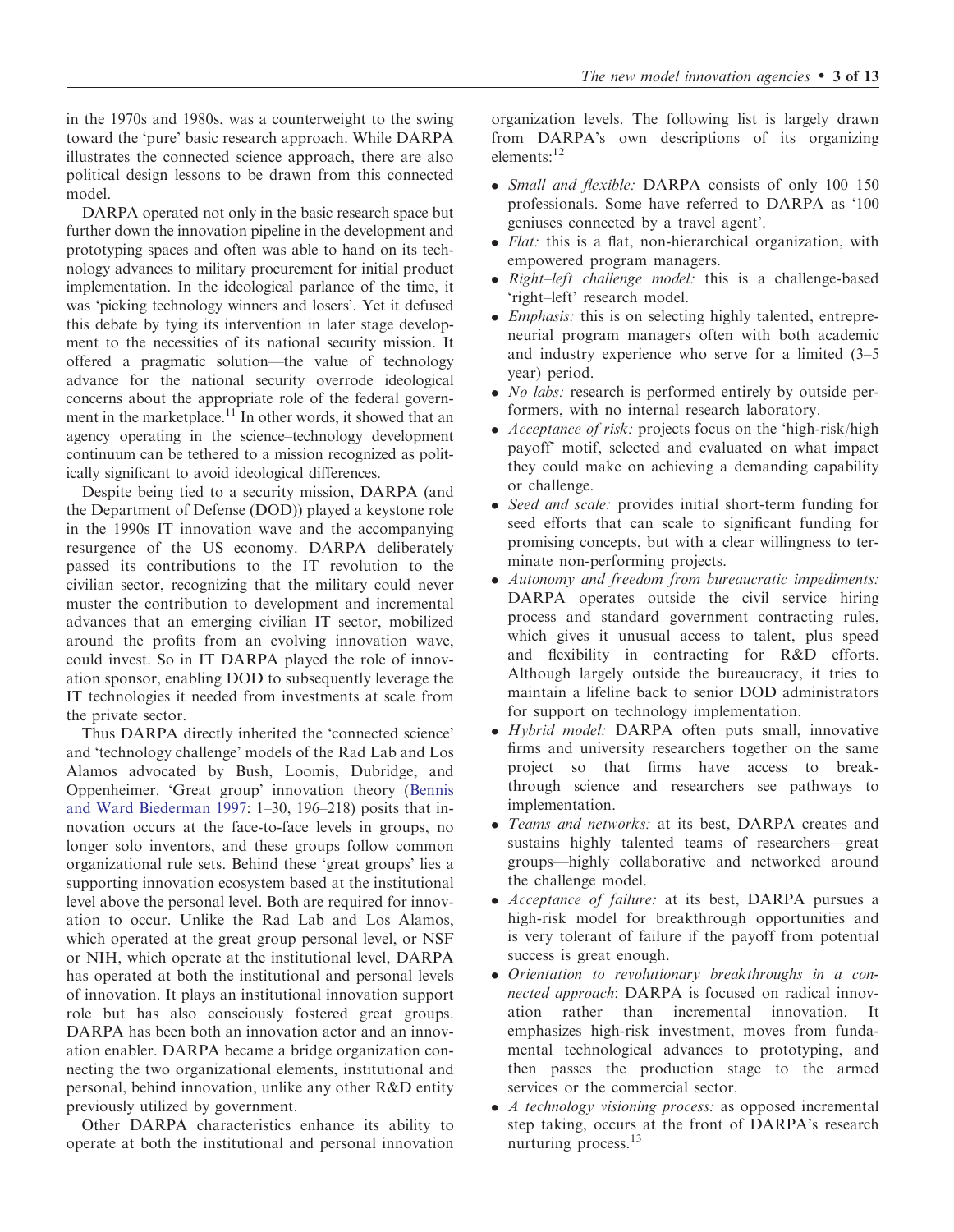in the 1970s and 1980s, was a counterweight to the swing toward the 'pure' basic research approach. While DARPA illustrates the connected science approach, there are also political design lessons to be drawn from this connected model.

DARPA operated not only in the basic research space but further down the innovation pipeline in the development and prototyping spaces and often was able to hand on its technology advances to military procurement for initial product implementation. In the ideological parlance of the time, it was 'picking technology winners and losers'. Yet it defused this debate by tying its intervention in later stage development to the necessities of its national security mission. It offered a pragmatic solution—the value of technology advance for the national security overrode ideological concerns about the appropriate role of the federal government in the marketplace.[11] In other words, it showed that an agency operating in the science–technology development continuum can be tethered to a mission recognized as politically significant to avoid ideological differences.

Despite being tied to a security mission, DARPA (and the Department of Defense (DOD)) played a keystone role in the 1990s IT innovation wave and the accompanying resurgence of the US economy. DARPA deliberately passed its contributions to the IT revolution to the civilian sector, recognizing that the military could never muster the contribution to development and incremental advances that an emerging civilian IT sector, mobilized around the profits from an evolving innovation wave, could invest. So in IT DARPA played the role of innovation sponsor, enabling DOD to subsequently leverage the IT technologies it needed from investments at scale from the private sector.

Thus DARPA directly inherited the 'connected science' and 'technology challenge' models of the Rad Lab and Los Alamos advocated by Bush, Loomis, Dubridge, and Oppenheimer. 'Great group' innovation theory (Bennis and Ward Biederman 1997: 1–30, 196–218) posits that innovation occurs at the face-to-face levels in groups, no longer solo inventors, and these groups follow common organizational rule sets. Behind these 'great groups' lies a supporting innovation ecosystem based at the institutional level above the personal level. Both are required for innovation to occur. Unlike the Rad Lab and Los Alamos, which operated at the great group personal level, or NSF or NIH, which operate at the institutional level, DARPA has operated at both the institutional and personal levels of innovation. It plays an institutional innovation support role but has also consciously fostered great groups. DARPA has been both an innovation actor and an innovation enabler. DARPA became a bridge organization connecting the two organizational elements, institutional and personal, behind innovation, unlike any other R&D entity previously utilized by government.

Other DARPA characteristics enhance its ability to operate at both the institutional and personal innovation organization levels. The following list is largely drawn from DARPA's own descriptions of its organizing elements:[12]

- *Small and flexible:* DARPA consists of only 100–150 professionals. Some have referred to DARPA as '100 geniuses connected by a travel agent'.
- *Flat:* this is a flat, non-hierarchical organization, with empowered program managers.
- *Right–left challenge model:* this is a challenge-based 'right–left' research model.
- *Emphasis:* this is on selecting highly talented, entrepreneurial program managers often with both academic and industry experience who serve for a limited (3–5 year) period.
- *No labs:* research is performed entirely by outside performers, with no internal research laboratory.
- *Acceptance of risk:* projects focus on the 'high-risk/high payoff' motif, selected and evaluated on what impact they could make on achieving a demanding capability or challenge.
- *Seed and scale:* provides initial short-term funding for seed efforts that can scale to significant funding for promising concepts, but with a clear willingness to terminate non-performing projects.
- *Autonomy and freedom from bureaucratic impediments:* DARPA operates outside the civil service hiring process and standard government contracting rules, which gives it unusual access to talent, plus speed and flexibility in contracting for R&D efforts. Although largely outside the bureaucracy, it tries to maintain a lifeline back to senior DOD administrators for support on technology implementation.
- *Hybrid model:* DARPA often puts small, innovative firms and university researchers together on the same project so that firms have access to breakthrough science and researchers see pathways to implementation.
- *Teams and networks:* at its best, DARPA creates and sustains highly talented teams of researchers—great groups—highly collaborative and networked around the challenge model.
- *Acceptance of failure:* at its best, DARPA pursues a high-risk model for breakthrough opportunities and is very tolerant of failure if the payoff from potential success is great enough.
- *Orientation to revolutionary breakthroughs in a connected approach*: DARPA is focused on radical innovation rather than incremental innovation. It emphasizes high-risk investment, moves from fundamental technological advances to prototyping, and then passes the production stage to the armed services or the commercial sector.
- *A technology visioning process:* as opposed incremental step taking, occurs at the front of DARPA's research nurturing process.[13]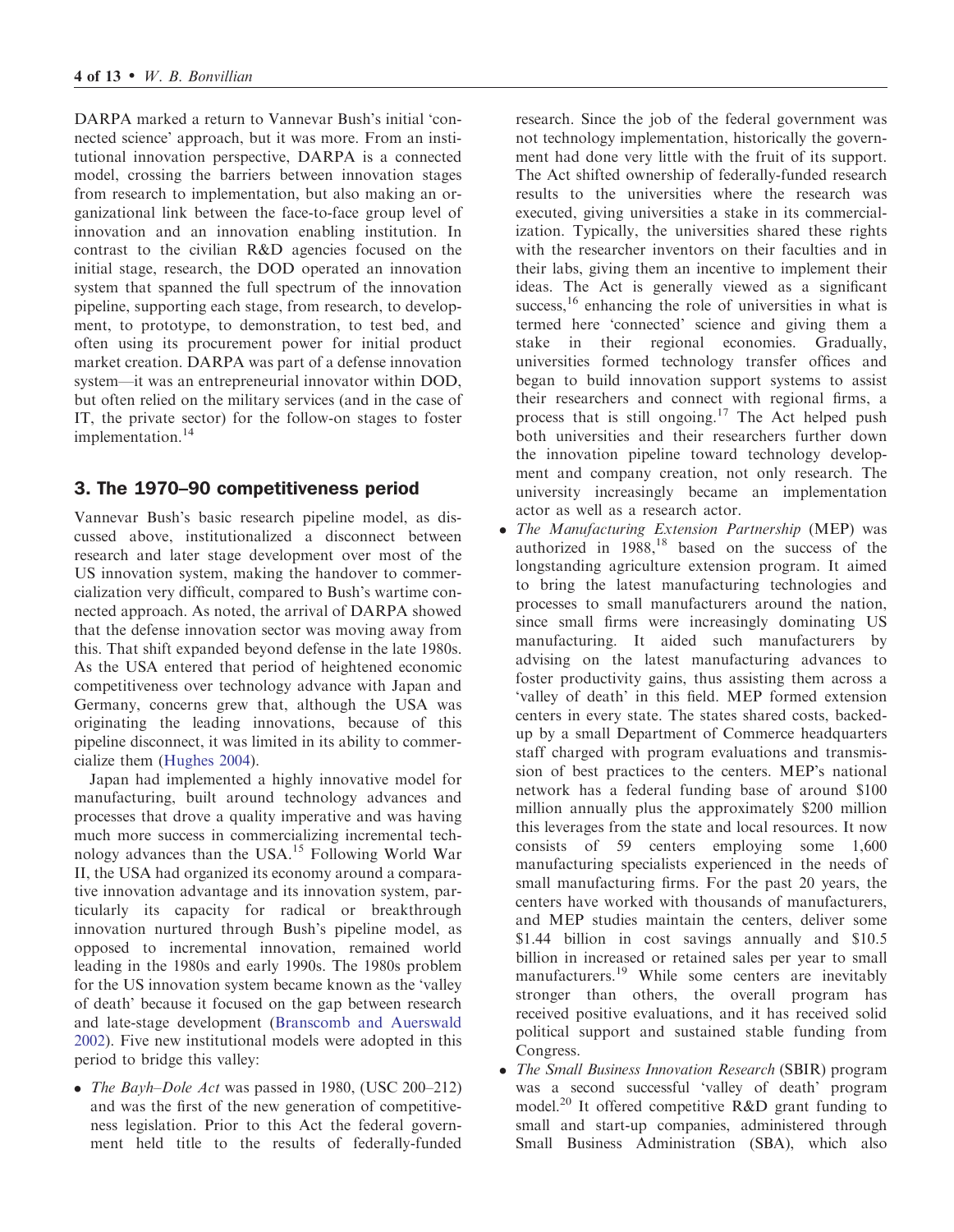DARPA marked a return to Vannevar Bush's initial 'connected science' approach, but it was more. From an institutional innovation perspective, DARPA is a connected model, crossing the barriers between innovation stages from research to implementation, but also making an organizational link between the face-to-face group level of innovation and an innovation enabling institution. In contrast to the civilian R&D agencies focused on the initial stage, research, the DOD operated an innovation system that spanned the full spectrum of the innovation pipeline, supporting each stage, from research, to development, to prototype, to demonstration, to test bed, and often using its procurement power for initial product market creation. DARPA was part of a defense innovation system—it was an entrepreneurial innovator within DOD, but often relied on the military services (and in the case of IT, the private sector) for the follow-on stages to foster implementation.[14]

## 3. The 1970–90 competitiveness period

Vannevar Bush's basic research pipeline model, as discussed above, institutionalized a disconnect between research and later stage development over most of the US innovation system, making the handover to commercialization very difficult, compared to Bush's wartime connected approach. As noted, the arrival of DARPA showed that the defense innovation sector was moving away from this. That shift expanded beyond defense in the late 1980s. As the USA entered that period of heightened economic competitiveness over technology advance with Japan and Germany, concerns grew that, although the USA was originating the leading innovations, because of this pipeline disconnect, it was limited in its ability to commercialize them (Hughes 2004).

Japan had implemented a highly innovative model for manufacturing, built around technology advances and processes that drove a quality imperative and was having much more success in commercializing incremental technology advances than the USA.[15] Following World War II, the USA had organized its economy around a comparative innovation advantage and its innovation system, particularly its capacity for radical or breakthrough innovation nurtured through Bush's pipeline model, as opposed to incremental innovation, remained world leading in the 1980s and early 1990s. The 1980s problem for the US innovation system became known as the 'valley of death' because it focused on the gap between research and late-stage development (Branscomb and Auerswald 2002). Five new institutional models were adopted in this period to bridge this valley:

- *The Bayh–Dole Act* was passed in 1980, (USC 200–212) and was the first of the new generation of competitiveness legislation. Prior to this Act the federal government held title to the results of federally-funded research. Since the job of the federal government was not technology implementation, historically the government had done very little with the fruit of its support. The Act shifted ownership of federally-funded research results to the universities where the research was executed, giving universities a stake in its commercialization. Typically, the universities shared these rights with the researcher inventors on their faculties and in their labs, giving them an incentive to implement their ideas. The Act is generally viewed as a significant success,[16] enhancing the role of universities in what is termed here 'connected' science and giving them a stake in their regional economies. Gradually, universities formed technology transfer offices and began to build innovation support systems to assist their researchers and connect with regional firms, a process that is still ongoing.[17] The Act helped push both universities and their researchers further down the innovation pipeline toward technology development and company creation, not only research. The university increasingly became an implementation actor as well as a research actor.
- *The Manufacturing Extension Partnership* (MEP) was authorized in 1988,[18] based on the success of the longstanding agriculture extension program. It aimed to bring the latest manufacturing technologies and processes to small manufacturers around the nation, since small firms were increasingly dominating US manufacturing. It aided such manufacturers by advising on the latest manufacturing advances to foster productivity gains, thus assisting them across a 'valley of death' in this field. MEP formed extension centers in every state. The states shared costs, backed-up by a small Department of Commerce headquarters staff charged with program evaluations and transmission of best practices to the centers. MEP's national network has a federal funding base of around $100 million annually plus the approximately $200 million this leverages from the state and local resources. It now consists of 59 centers employing some 1,600 manufacturing specialists experienced in the needs of small manufacturing firms. For the past 20 years, the centers have worked with thousands of manufacturers, and MEP studies maintain the centers, deliver some $1.44 billion in cost savings annually and $10.5 billion in increased or retained sales per year to small manufacturers.[19] While some centers are inevitably stronger than others, the overall program has received positive evaluations, and it has received solid political support and sustained stable funding from Congress.
- *The Small Business Innovation Research* (SBIR) program was a second successful 'valley of death' program model.[20] It offered competitive R&D grant funding to small and start-up companies, administered through Small Business Administration (SBA), which also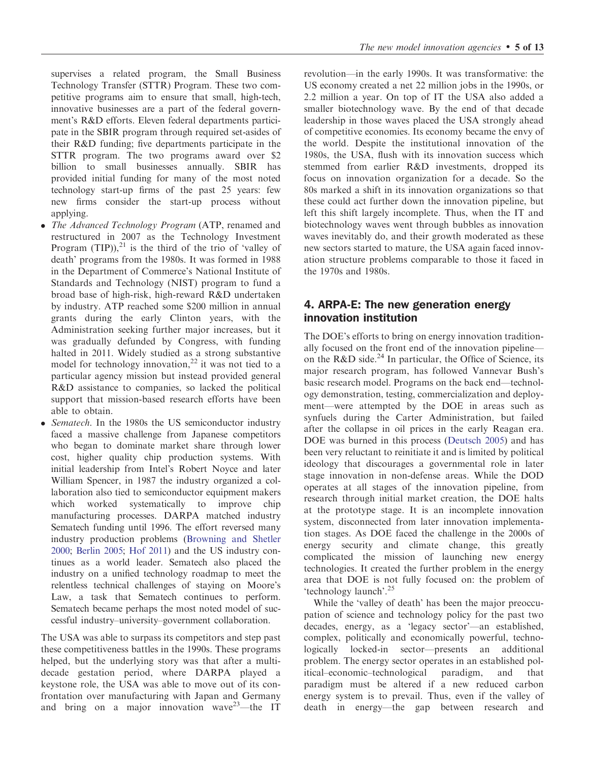supervises a related program, the Small Business Technology Transfer (STTR) Program. These two competitive programs aim to ensure that small, high-tech, innovative businesses are a part of the federal government's R&D efforts. Eleven federal departments participate in the SBIR program through required set-asides of their R&D funding; five departments participate in the STTR program. The two programs award over $2 billion to small businesses annually. SBIR has provided initial funding for many of the most noted technology start-up firms of the past 25 years: few new firms consider the start-up process without applying.

- *The Advanced Technology Program* (ATP, renamed and restructured in 2007 as the Technology Investment Program (TIP)),[21] is the third of the trio of 'valley of death' programs from the 1980s. It was formed in 1988 in the Department of Commerce's National Institute of Standards and Technology (NIST) program to fund a broad base of high-risk, high-reward R&D undertaken by industry. ATP reached some $200 million in annual grants during the early Clinton years, with the Administration seeking further major increases, but it was gradually defunded by Congress, with funding halted in 2011. Widely studied as a strong substantive model for technology innovation,[22] it was not tied to a particular agency mission but instead provided general R&D assistance to companies, so lacked the political support that mission-based research efforts have been able to obtain.
- *Sematech*. In the 1980s the US semiconductor industry faced a massive challenge from Japanese competitors who began to dominate market share through lower cost, higher quality chip production systems. With initial leadership from Intel's Robert Noyce and later William Spencer, in 1987 the industry organized a collaboration also tied to semiconductor equipment makers which worked systematically to improve chip manufacturing processes. DARPA matched industry Sematech funding until 1996. The effort reversed many industry production problems (Browning and Shetler 2000; Berlin 2005; Hof 2011) and the US industry continues as a world leader. Sematech also placed the industry on a unified technology roadmap to meet the relentless technical challenges of staying on Moore's Law, a task that Sematech continues to perform. Sematech became perhaps the most noted model of successful industry–university–government collaboration.

The USA was able to surpass its competitors and step past these competitiveness battles in the 1990s. These programs helped, but the underlying story was that after a multidecade gestation period, where DARPA played a keystone role, the USA was able to move out of its confrontation over manufacturing with Japan and Germany and bring on a major innovation wave[23]—the IT revolution—in the early 1990s. It was transformative: the US economy created a net 22 million jobs in the 1990s, or 2.2 million a year. On top of IT the USA also added a smaller biotechnology wave. By the end of that decade leadership in those waves placed the USA strongly ahead of competitive economies. Its economy became the envy of the world. Despite the institutional innovation of the 1980s, the USA, flush with its innovation success which stemmed from earlier R&D investments, dropped its focus on innovation organization for a decade. So the 80s marked a shift in its innovation organizations so that these could act further down the innovation pipeline, but left this shift largely incomplete. Thus, when the IT and biotechnology waves went through bubbles as innovation waves inevitably do, and their growth moderated as these new sectors started to mature, the USA again faced innovation structure problems comparable to those it faced in the 1970s and 1980s.

## 4. ARPA-E: The new generation energy innovation institution

The DOE's efforts to bring on energy innovation traditionally focused on the front end of the innovation pipeline—on the R&D side.[24] In particular, the Office of Science, its major research program, has followed Vannevar Bush's basic research model. Programs on the back end—technology demonstration, testing, commercialization and deployment—were attempted by the DOE in areas such as synfuels during the Carter Administration, but failed after the collapse in oil prices in the early Reagan era. DOE was burned in this process (Deutsch 2005) and has been very reluctant to reinitiate it and is limited by political ideology that discourages a governmental role in later stage innovation in non-defense areas. While the DOD operates at all stages of the innovation pipeline, from research through initial market creation, the DOE halts at the prototype stage. It is an incomplete innovation system, disconnected from later innovation implementation stages. As DOE faced the challenge in the 2000s of energy security and climate change, this greatly complicated the mission of launching new energy technologies. It created the further problem in the energy area that DOE is not fully focused on: the problem of 'technology launch'.[25]

While the 'valley of death' has been the major preoccupation of science and technology policy for the past two decades, energy, as a 'legacy sector'—an established, complex, politically and economically powerful, technologically locked-in sector—presents an additional problem. The energy sector operates in an established political–economic–technological paradigm, and that paradigm must be altered if a new reduced carbon energy system is to prevail. Thus, even if the valley of death in energy—the gap between research and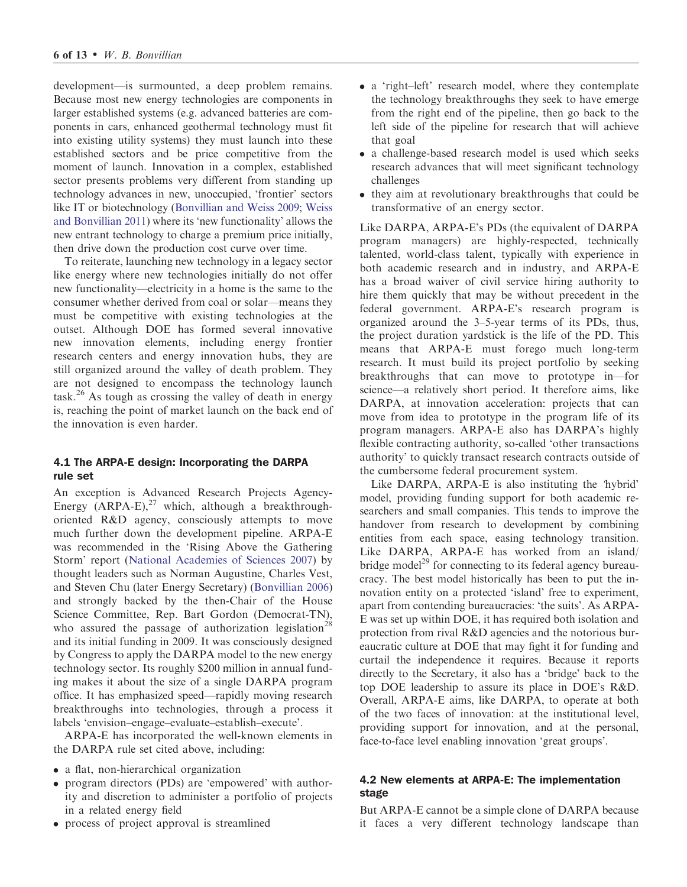development—is surmounted, a deep problem remains. Because most new energy technologies are components in larger established systems (e.g. advanced batteries are components in cars, enhanced geothermal technology must fit into existing utility systems) they must launch into these established sectors and be price competitive from the moment of launch. Innovation in a complex, established sector presents problems very different from standing up technology advances in new, unoccupied, 'frontier' sectors like IT or biotechnology (Bonvillian and Weiss 2009; Weiss and Bonvillian 2011) where its 'new functionality' allows the new entrant technology to charge a premium price initially, then drive down the production cost curve over time.

To reiterate, launching new technology in a legacy sector like energy where new technologies initially do not offer new functionality—electricity in a home is the same to the consumer whether derived from coal or solar—means they must be competitive with existing technologies at the outset. Although DOE has formed several innovative new innovation elements, including energy frontier research centers and energy innovation hubs, they are still organized around the valley of death problem. They are not designed to encompass the technology launch task.[26] As tough as crossing the valley of death in energy is, reaching the point of market launch on the back end of the innovation is even harder.

### 4.1 The ARPA-E design: Incorporating the DARPA rule set

An exception is Advanced Research Projects Agency-Energy (ARPA-E),[27] which, although a breakthrough-oriented R&D agency, consciously attempts to move much further down the development pipeline. ARPA-E was recommended in the 'Rising Above the Gathering Storm' report (National Academies of Sciences 2007) by thought leaders such as Norman Augustine, Charles Vest, and Steven Chu (later Energy Secretary) (Bonvillian 2006) and strongly backed by the then-Chair of the House Science Committee, Rep. Bart Gordon (Democrat-TN), who assured the passage of authorization legislation[28] and its initial funding in 2009. It was consciously designed by Congress to apply the DARPA model to the new energy technology sector. Its roughly $200 million in annual funding makes it about the size of a single DARPA program office. It has emphasized speed—rapidly moving research breakthroughs into technologies, through a process it labels 'envision–engage–evaluate–establish–execute'.

ARPA-E has incorporated the well-known elements in the DARPA rule set cited above, including:

- a flat, non-hierarchical organization
- program directors (PDs) are 'empowered' with authority and discretion to administer a portfolio of projects in a related energy field
- process of project approval is streamlined
- a 'right–left' research model, where they contemplate the technology breakthroughs they seek to have emerge from the right end of the pipeline, then go back to the left side of the pipeline for research that will achieve that goal
- a challenge-based research model is used which seeks research advances that will meet significant technology challenges
- they aim at revolutionary breakthroughs that could be transformative of an energy sector.

Like DARPA, ARPA-E's PDs (the equivalent of DARPA program managers) are highly-respected, technically talented, world-class talent, typically with experience in both academic research and in industry, and ARPA-E has a broad waiver of civil service hiring authority to hire them quickly that may be without precedent in the federal government. ARPA-E's research program is organized around the 3–5-year terms of its PDs, thus, the project duration yardstick is the life of the PD. This means that ARPA-E must forego much long-term research. It must build its project portfolio by seeking breakthroughs that can move to prototype in—for science—a relatively short period. It therefore aims, like DARPA, at innovation acceleration: projects that can move from idea to prototype in the program life of its program managers. ARPA-E also has DARPA's highly flexible contracting authority, so-called 'other transactions authority' to quickly transact research contracts outside of the cumbersome federal procurement system.

Like DARPA, ARPA-E is also instituting the 'hybrid' model, providing funding support for both academic researchers and small companies. This tends to improve the handover from research to development by combining entities from each space, easing technology transition. Like DARPA, ARPA-E has worked from an island/bridge model[29] for connecting to its federal agency bureaucracy. The best model historically has been to put the innovation entity on a protected 'island' free to experiment, apart from contending bureaucracies: 'the suits'. As ARPA-E was set up within DOE, it has required both isolation and protection from rival R&D agencies and the notorious bureaucratic culture at DOE that may fight it for funding and curtail the independence it requires. Because it reports directly to the Secretary, it also has a 'bridge' back to the top DOE leadership to assure its place in DOE's R&D. Overall, ARPA-E aims, like DARPA, to operate at both of the two faces of innovation: at the institutional level, providing support for innovation, and at the personal, face-to-face level enabling innovation 'great groups'.

### 4.2 New elements at ARPA-E: The implementation stage

But ARPA-E cannot be a simple clone of DARPA because it faces a very different technology landscape than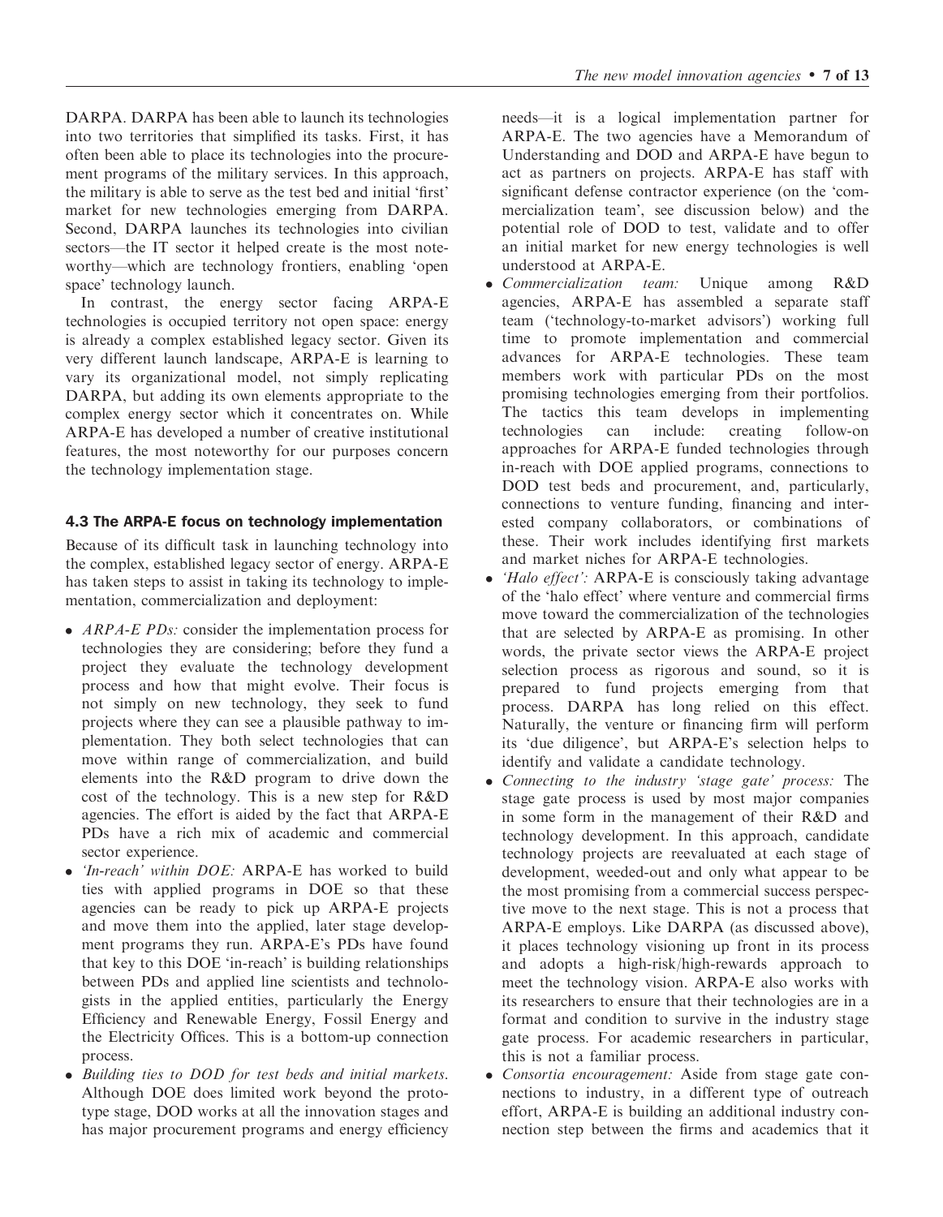DARPA. DARPA has been able to launch its technologies into two territories that simplified its tasks. First, it has often been able to place its technologies into the procurement programs of the military services. In this approach, the military is able to serve as the test bed and initial 'first' market for new technologies emerging from DARPA. Second, DARPA launches its technologies into civilian sectors—the IT sector it helped create is the most noteworthy—which are technology frontiers, enabling 'open space' technology launch.

In contrast, the energy sector facing ARPA-E technologies is occupied territory not open space: energy is already a complex established legacy sector. Given its very different launch landscape, ARPA-E is learning to vary its organizational model, not simply replicating DARPA, but adding its own elements appropriate to the complex energy sector which it concentrates on. While ARPA-E has developed a number of creative institutional features, the most noteworthy for our purposes concern the technology implementation stage.

### 4.3 The ARPA-E focus on technology implementation

Because of its difficult task in launching technology into the complex, established legacy sector of energy. ARPA-E has taken steps to assist in taking its technology to implementation, commercialization and deployment:

- *ARPA-E PDs:* consider the implementation process for technologies they are considering; before they fund a project they evaluate the technology development process and how that might evolve. Their focus is not simply on new technology, they seek to fund projects where they can see a plausible pathway to implementation. They both select technologies that can move within range of commercialization, and build elements into the R&D program to drive down the cost of the technology. This is a new step for R&D agencies. The effort is aided by the fact that ARPA-E PDs have a rich mix of academic and commercial sector experience.
- *'In-reach' within DOE:* ARPA-E has worked to build ties with applied programs in DOE so that these agencies can be ready to pick up ARPA-E projects and move them into the applied, later stage development programs they run. ARPA-E's PDs have found that key to this DOE 'in-reach' is building relationships between PDs and applied line scientists and technologists in the applied entities, particularly the Energy Efficiency and Renewable Energy, Fossil Energy and the Electricity Offices. This is a bottom-up connection process.
- *Building ties to DOD for test beds and initial markets.* Although DOE does limited work beyond the prototype stage, DOD works at all the innovation stages and has major procurement programs and energy efficiency needs—it is a logical implementation partner for ARPA-E. The two agencies have a Memorandum of Understanding and DOD and ARPA-E have begun to act as partners on projects. ARPA-E has staff with significant defense contractor experience (on the 'commercialization team', see discussion below) and the potential role of DOD to test, validate and to offer an initial market for new energy technologies is well understood at ARPA-E.
- *Commercialization team:* Unique among R&D agencies, ARPA-E has assembled a separate staff team ('technology-to-market advisors') working full time to promote implementation and commercial advances for ARPA-E technologies. These team members work with particular PDs on the most promising technologies emerging from their portfolios. The tactics this team develops in implementing technologies can include: creating follow-on approaches for ARPA-E funded technologies through in-reach with DOE applied programs, connections to DOD test beds and procurement, and, particularly, connections to venture funding, financing and interested company collaborators, or combinations of these. Their work includes identifying first markets and market niches for ARPA-E technologies.
- *'Halo effect':* ARPA-E is consciously taking advantage of the 'halo effect' where venture and commercial firms move toward the commercialization of the technologies that are selected by ARPA-E as promising. In other words, the private sector views the ARPA-E project selection process as rigorous and sound, so it is prepared to fund projects emerging from that process. DARPA has long relied on this effect. Naturally, the venture or financing firm will perform its 'due diligence', but ARPA-E's selection helps to identify and validate a candidate technology.
- *Connecting to the industry 'stage gate' process:* The stage gate process is used by most major companies in some form in the management of their R&D and technology development. In this approach, candidate technology projects are reevaluated at each stage of development, weeded-out and only what appear to be the most promising from a commercial success perspective move to the next stage. This is not a process that ARPA-E employs. Like DARPA (as discussed above), it places technology visioning up front in its process and adopts a high-risk/high-rewards approach to meet the technology vision. ARPA-E also works with its researchers to ensure that their technologies are in a format and condition to survive in the industry stage gate process. For academic researchers in particular, this is not a familiar process.
- *Consortia encouragement:* Aside from stage gate connections to industry, in a different type of outreach effort, ARPA-E is building an additional industry connection step between the firms and academics that it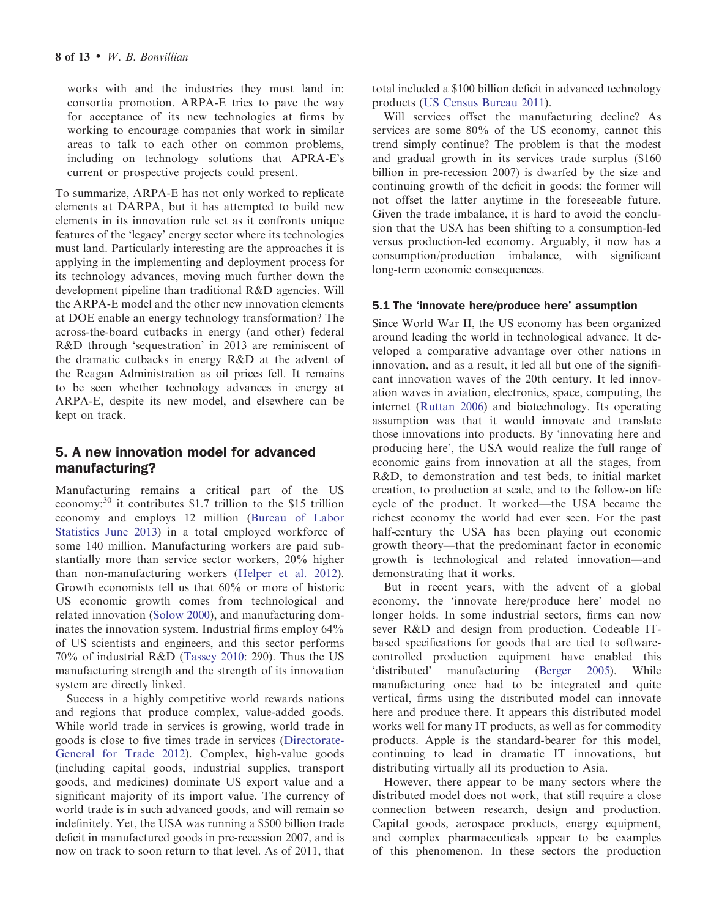works with and the industries they must land in: consortia promotion. ARPA-E tries to pave the way for acceptance of its new technologies at firms by working to encourage companies that work in similar areas to talk to each other on common problems, including on technology solutions that APRA-E's current or prospective projects could present.

To summarize, ARPA-E has not only worked to replicate elements at DARPA, but it has attempted to build new elements in its innovation rule set as it confronts unique features of the 'legacy' energy sector where its technologies must land. Particularly interesting are the approaches it is applying in the implementing and deployment process for its technology advances, moving much further down the development pipeline than traditional R&D agencies. Will the ARPA-E model and the other new innovation elements at DOE enable an energy technology transformation? The across-the-board cutbacks in energy (and other) federal R&D through 'sequestration' in 2013 are reminiscent of the dramatic cutbacks in energy R&D at the advent of the Reagan Administration as oil prices fell. It remains to be seen whether technology advances in energy at ARPA-E, despite its new model, and elsewhere can be kept on track.

## 5. A new innovation model for advanced manufacturing?

Manufacturing remains a critical part of the US economy:[30] it contributes \$1.7 trillion to the \$15 trillion economy and employs 12 million (Bureau of Labor Statistics June 2013) in a total employed workforce of some 140 million. Manufacturing workers are paid substantially more than service sector workers, 20% higher than non-manufacturing workers (Helper et al. 2012). Growth economists tell us that 60% or more of historic US economic growth comes from technological and related innovation (Solow 2000), and manufacturing dominates the innovation system. Industrial firms employ 64% of US scientists and engineers, and this sector performs 70% of industrial R&D (Tassey 2010: 290). Thus the US manufacturing strength and the strength of its innovation system are directly linked.

Success in a highly competitive world rewards nations and regions that produce complex, value-added goods. While world trade in services is growing, world trade in goods is close to five times trade in services (Directorate-General for Trade 2012). Complex, high-value goods (including capital goods, industrial supplies, transport goods, and medicines) dominate US export value and a significant majority of its import value. The currency of world trade is in such advanced goods, and will remain so indefinitely. Yet, the USA was running a \$500 billion trade deficit in manufactured goods in pre-recession 2007, and is now on track to soon return to that level. As of 2011, that total included a \$100 billion deficit in advanced technology products (US Census Bureau 2011).

Will services offset the manufacturing decline? As services are some 80% of the US economy, cannot this trend simply continue? The problem is that the modest and gradual growth in its services trade surplus (\$160 billion in pre-recession 2007) is dwarfed by the size and continuing growth of the deficit in goods: the former will not offset the latter anytime in the foreseeable future. Given the trade imbalance, it is hard to avoid the conclusion that the USA has been shifting to a consumption-led versus production-led economy. Arguably, it now has a consumption/production imbalance, with significant long-term economic consequences.

### 5.1 The 'innovate here/produce here' assumption

Since World War II, the US economy has been organized around leading the world in technological advance. It developed a comparative advantage over other nations in innovation, and as a result, it led all but one of the significant innovation waves of the 20th century. It led innovation waves in aviation, electronics, space, computing, the internet (Ruttan 2006) and biotechnology. Its operating assumption was that it would innovate and translate those innovations into products. By 'innovating here and producing here', the USA would realize the full range of economic gains from innovation at all the stages, from R&D, to demonstration and test beds, to initial market creation, to production at scale, and to the follow-on life cycle of the product. It worked—the USA became the richest economy the world had ever seen. For the past half-century the USA has been playing out economic growth theory—that the predominant factor in economic growth is technological and related innovation—and demonstrating that it works.

But in recent years, with the advent of a global economy, the 'innovate here/produce here' model no longer holds. In some industrial sectors, firms can now sever R&D and design from production. Codeable IT-based specifications for goods that are tied to software-controlled production equipment have enabled this 'distributed' manufacturing (Berger 2005). While manufacturing once had to be integrated and quite vertical, firms using the distributed model can innovate here and produce there. It appears this distributed model works well for many IT products, as well as for commodity products. Apple is the standard-bearer for this model, continuing to lead in dramatic IT innovations, but distributing virtually all its production to Asia.

However, there appear to be many sectors where the distributed model does not work, that still require a close connection between research, design and production. Capital goods, aerospace products, energy equipment, and complex pharmaceuticals appear to be examples of this phenomenon. In these sectors the production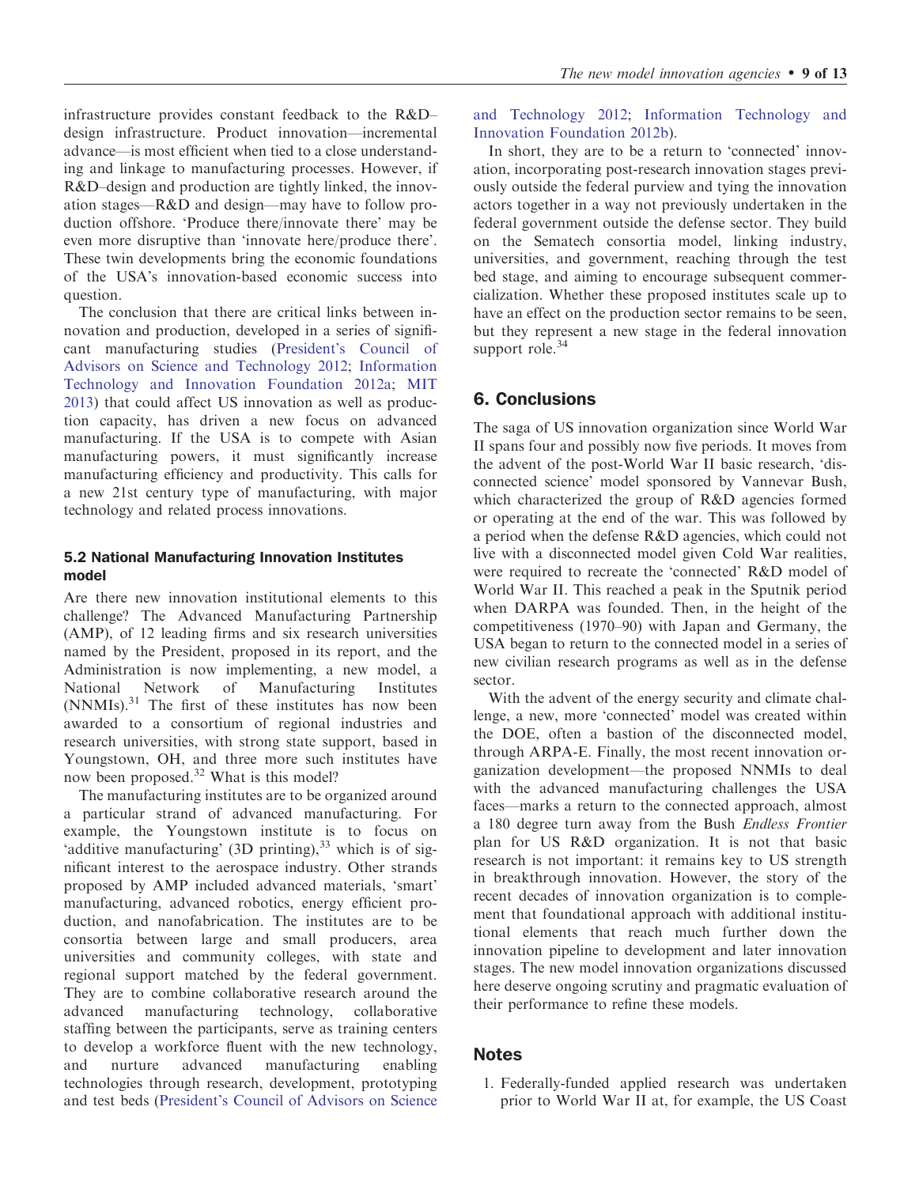infrastructure provides constant feedback to the R&D–design infrastructure. Product innovation—incremental advance—is most efficient when tied to a close understanding and linkage to manufacturing processes. However, if R&D–design and production are tightly linked, the innovation stages—R&D and design—may have to follow production offshore. 'Produce there/innovate there' may be even more disruptive than 'innovate here/produce there'. These twin developments bring the economic foundations of the USA's innovation-based economic success into question.

The conclusion that there are critical links between innovation and production, developed in a series of significant manufacturing studies (President's Council of Advisors on Science and Technology 2012; Information Technology and Innovation Foundation 2012a; MIT 2013) that could affect US innovation as well as production capacity, has driven a new focus on advanced manufacturing. If the USA is to compete with Asian manufacturing powers, it must significantly increase manufacturing efficiency and productivity. This calls for a new 21st century type of manufacturing, with major technology and related process innovations.

### 5.2 National Manufacturing Innovation Institutes model

Are there new innovation institutional elements to this challenge? The Advanced Manufacturing Partnership (AMP), of 12 leading firms and six research universities named by the President, proposed in its report, and the Administration is now implementing, a new model, a National Network of Manufacturing Institutes (NNMIs).[31] The first of these institutes has now been awarded to a consortium of regional industries and research universities, with strong state support, based in Youngstown, OH, and three more such institutes have now been proposed.[32] What is this model?

The manufacturing institutes are to be organized around a particular strand of advanced manufacturing. For example, the Youngstown institute is to focus on 'additive manufacturing' (3D printing),[33] which is of significant interest to the aerospace industry. Other strands proposed by AMP included advanced materials, 'smart' manufacturing, advanced robotics, energy efficient production, and nanofabrication. The institutes are to be consortia between large and small producers, area universities and community colleges, with state and regional support matched by the federal government. They are to combine collaborative research around the advanced manufacturing technology, collaborative staffing between the participants, serve as training centers to develop a workforce fluent with the new technology, and nurture advanced manufacturing enabling technologies through research, development, prototyping and test beds (President's Council of Advisors on Science and Technology 2012; Information Technology and Innovation Foundation 2012b).

In short, they are to be a return to 'connected' innovation, incorporating post-research innovation stages previously outside the federal purview and tying the innovation actors together in a way not previously undertaken in the federal government outside the defense sector. They build on the Sematech consortia model, linking industry, universities, and government, reaching through the test bed stage, and aiming to encourage subsequent commercialization. Whether these proposed institutes scale up to have an effect on the production sector remains to be seen, but they represent a new stage in the federal innovation support role.[34]

## 6. Conclusions

The saga of US innovation organization since World War II spans four and possibly now five periods. It moves from the advent of the post-World War II basic research, 'disconnected science' model sponsored by Vannevar Bush, which characterized the group of R&D agencies formed or operating at the end of the war. This was followed by a period when the defense R&D agencies, which could not live with a disconnected model given Cold War realities, were required to recreate the 'connected' R&D model of World War II. This reached a peak in the Sputnik period when DARPA was founded. Then, in the height of the competitiveness (1970–90) with Japan and Germany, the USA began to return to the connected model in a series of new civilian research programs as well as in the defense sector.

With the advent of the energy security and climate challenge, a new, more 'connected' model was created within the DOE, often a bastion of the disconnected model, through ARPA-E. Finally, the most recent innovation organization development—the proposed NNMIs to deal with the advanced manufacturing challenges the USA faces—marks a return to the connected approach, almost a 180 degree turn away from the Bush *Endless Frontier* plan for US R&D organization. It is not that basic research is not important: it remains key to US strength in breakthrough innovation. However, the story of the recent decades of innovation organization is to complement that foundational approach with additional institutional elements that reach much further down the innovation pipeline to development and later innovation stages. The new model innovation organizations discussed here deserve ongoing scrutiny and pragmatic evaluation of their performance to refine these models.

## Notes

1. Federally-funded applied research was undertaken prior to World War II at, for example, the US Coast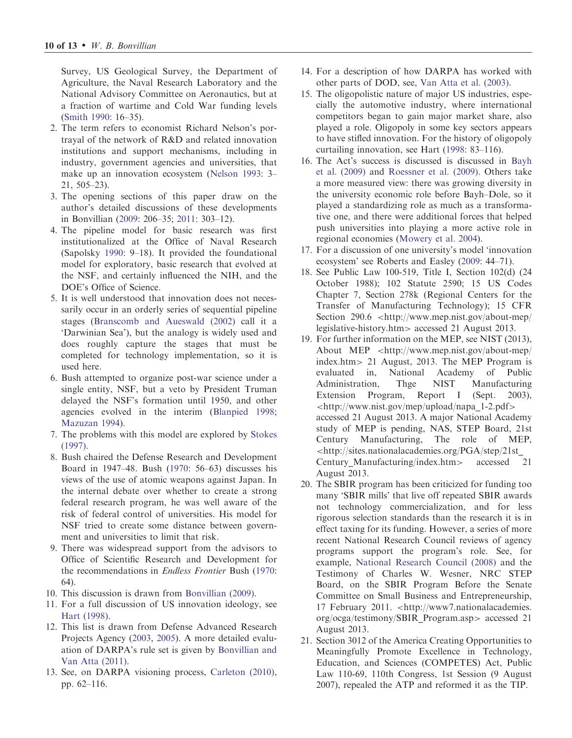Survey, US Geological Survey, the Department of Agriculture, the Naval Research Laboratory and the National Advisory Committee on Aeronautics, but at a fraction of wartime and Cold War funding levels (Smith 1990: 16–35).

2. The term refers to economist Richard Nelson's portrayal of the network of R&D and related innovation institutions and support mechanisms, including in industry, government agencies and universities, that make up an innovation ecosystem (Nelson 1993: 3–21, 505–23).
3. The opening sections of this paper draw on the author's detailed discussions of these developments in Bonvillian (2009: 206–35; 2011: 303–12).
4. The pipeline model for basic research was first institutionalized at the Office of Naval Research (Sapolsky 1990: 9–18). It provided the foundational model for exploratory, basic research that evolved at the NSF, and certainly influenced the NIH, and the DOE's Office of Science.
5. It is well understood that innovation does not necessarily occur in an orderly series of sequential pipeline stages (Branscomb and Aueswald (2002) call it a 'Darwinian Sea'), but the analogy is widely used and does roughly capture the stages that must be completed for technology implementation, so it is used here.
6. Bush attempted to organize post-war science under a single entity, NSF, but a veto by President Truman delayed the NSF's formation until 1950, and other agencies evolved in the interim (Blanpied 1998; Mazuzan 1994).
7. The problems with this model are explored by Stokes (1997).
8. Bush chaired the Defense Research and Development Board in 1947–48. Bush (1970: 56–63) discusses his views of the use of atomic weapons against Japan. In the internal debate over whether to create a strong federal research program, he was well aware of the risk of federal control of universities. His model for NSF tried to create some distance between government and universities to limit that risk.
9. There was widespread support from the advisors to Office of Scientific Research and Development for the recommendations in *Endless Frontier* Bush (1970: 64).
10. This discussion is drawn from Bonvillian (2009).
11. For a full discussion of US innovation ideology, see Hart (1998).
12. This list is drawn from Defense Advanced Research Projects Agency (2003, 2005). A more detailed evaluation of DARPA's rule set is given by Bonvillian and Van Atta (2011).
13. See, on DARPA visioning process, Carleton (2010), pp. 62–116.
14. For a description of how DARPA has worked with other parts of DOD, see, Van Atta et al. (2003).
15. The oligopolistic nature of major US industries, especially the automotive industry, where international competitors began to gain major market share, also played a role. Oligopoly in some key sectors appears to have stifled innovation. For the history of oligopoly curtailing innovation, see Hart (1998: 83–116).
16. The Act's success is discussed is discussed in Bayh et al. (2009) and Roessner et al. (2009). Others take a more measured view: there was growing diversity in the university economic role before Bayh–Dole, so it played a standardizing role as much as a transformative one, and there were additional forces that helped push universities into playing a more active role in regional economies (Mowery et al. 2004).
17. For a discussion of one university's model 'innovation ecosystem' see Roberts and Easley (2009: 44–71).
18. See Public Law 100-519, Title I, Section 102(d) (24 October 1988); 102 Statute 2590; 15 US Codes Chapter 7, Section 278k (Regional Centers for the Transfer of Manufacturing Technology); 15 CFR Section 290.6 <http://www.mep.nist.gov/about-mep/legislative-history.htm> accessed 21 August 2013.
19. For further information on the MEP, see NIST (2013), About MEP <http://www.mep.nist.gov/about-mep/index.htm> 21 August, 2013. The MEP Program is evaluated in, National Academy of Public Administration, Thge NIST Manufacturing Extension Program, Report I (Sept. 2003), <http://www.nist.gov/mep/upload/napa_1-2.pdf> accessed 21 August 2013. A major National Academy study of MEP is pending, NAS, STEP Board, 21st Century Manufacturing, The role of MEP, <http://sites.nationalacademies.org/PGA/step/21st_Century_Manufacturing/index.htm> accessed 21 August 2013.
20. The SBIR program has been criticized for funding too many 'SBIR mills' that live off repeated SBIR awards not technology commercialization, and for less rigorous selection standards than the research it is in effect taxing for its funding. However, a series of more recent National Research Council reviews of agency programs support the program's role. See, for example, National Research Council (2008) and the Testimony of Charles W. Wesner, NRC STEP Board, on the SBIR Program Before the Senate Committee on Small Business and Entrepreneurship, 17 February 2011. <http://www7.nationalacademies.org/ocga/testimony/SBIR_Program.asp> accessed 21 August 2013.
21. Section 3012 of the America Creating Opportunities to Meaningfully Promote Excellence in Technology, Education, and Sciences (COMPETES) Act, Public Law 110-69, 110th Congress, 1st Session (9 August 2007), repealed the ATP and reformed it as the TIP.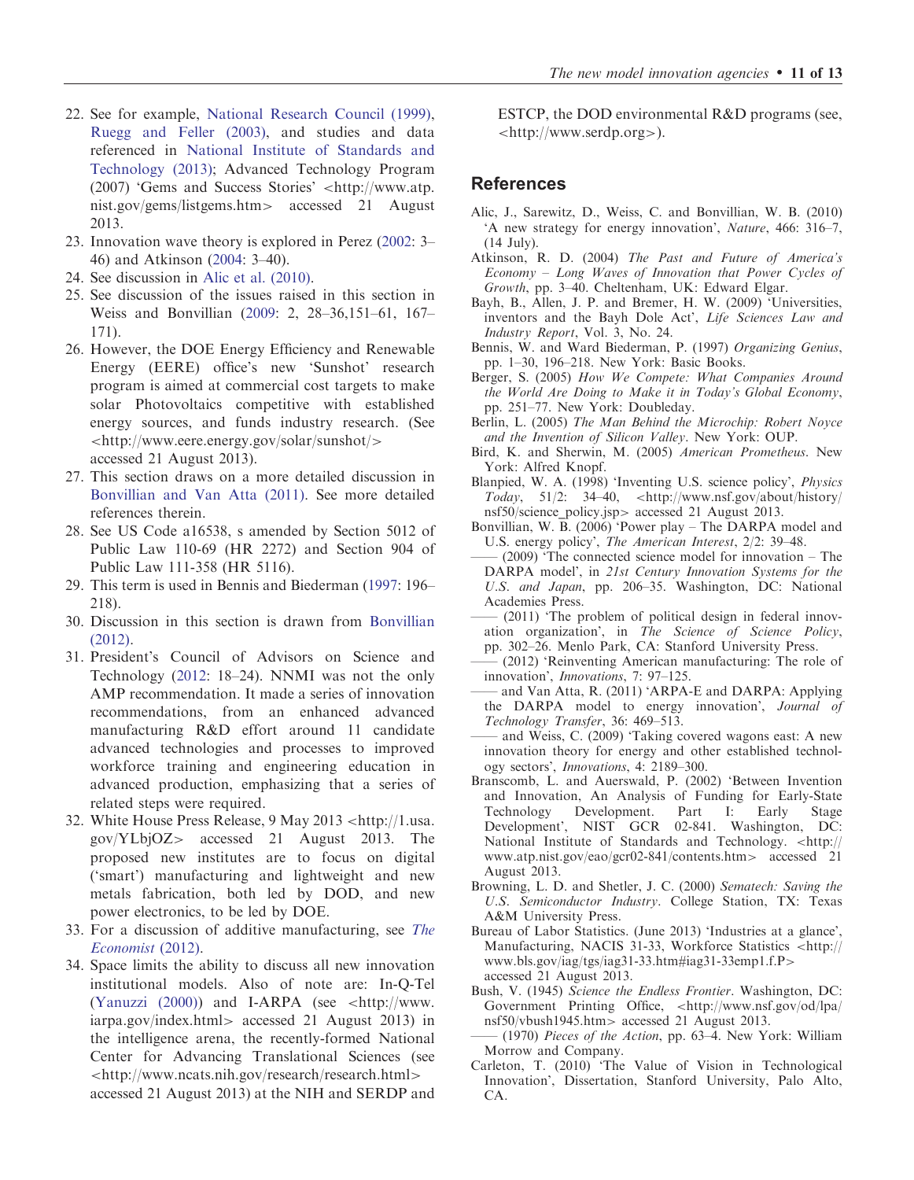22. See for example, National Research Council (1999), Ruegg and Feller (2003), and studies and data referenced in National Institute of Standards and Technology (2013); Advanced Technology Program (2007) 'Gems and Success Stories' <http://www.atp.nist.gov/gems/listgems.htm> accessed 21 August 2013.
23. Innovation wave theory is explored in Perez (2002: 3–46) and Atkinson (2004: 3–40).
24. See discussion in Alic et al. (2010).
25. See discussion of the issues raised in this section in Weiss and Bonvillian (2009: 2, 28–36,151–61, 167–171).
26. However, the DOE Energy Efficiency and Renewable Energy (EERE) office's new 'Sunshot' research program is aimed at commercial cost targets to make solar Photovoltaics competitive with established energy sources, and funds industry research. (See <http://www.eere.energy.gov/solar/sunshot/> accessed 21 August 2013).
27. This section draws on a more detailed discussion in Bonvillian and Van Atta (2011). See more detailed references therein.
28. See US Code a16538, s amended by Section 5012 of Public Law 110-69 (HR 2272) and Section 904 of Public Law 111-358 (HR 5116).
29. This term is used in Bennis and Biederman (1997: 196–218).
30. Discussion in this section is drawn from Bonvillian (2012).
31. President's Council of Advisors on Science and Technology (2012: 18–24). NNMI was not the only AMP recommendation. It made a series of innovation recommendations, from an enhanced advanced manufacturing R&D effort around 11 candidate advanced technologies and processes to improved workforce training and engineering education in advanced production, emphasizing that a series of related steps were required.
32. White House Press Release, 9 May 2013 <http://1.usa.gov/YLbjOZ> accessed 21 August 2013. The proposed new institutes are to focus on digital ('smart') manufacturing and lightweight and new metals fabrication, both led by DOD, and new power electronics, to be led by DOE.
33. For a discussion of additive manufacturing, see *The Economist* (2012).
34. Space limits the ability to discuss all new innovation institutional models. Also of note are: In-Q-Tel (Yanuzzi (2000)) and I-ARPA (see <http://www.iarpa.gov/index.html> accessed 21 August 2013) in the intelligence arena, the recently-formed National Center for Advancing Translational Sciences (see <http://www.ncats.nih.gov/research/research.html> accessed 21 August 2013) at the NIH and SERDP and ESTCP, the DOD environmental R&D programs (see, <http://www.serdp.org>).

## References

Alic, J., Sarewitz, D., Weiss, C. and Bonvillian, W. B. (2010) 'A new strategy for energy innovation', *Nature*, 466: 316–7, (14 July).

Atkinson, R. D. (2004) *The Past and Future of America's Economy – Long Waves of Innovation that Power Cycles of Growth*, pp. 3–40. Cheltenham, UK: Edward Elgar.

Bayh, B., Allen, J. P. and Bremer, H. W. (2009) 'Universities, inventors and the Bayh Dole Act', *Life Sciences Law and Industry Report*, Vol. 3, No. 24.

Bennis, W. and Ward Biederman, P. (1997) *Organizing Genius*, pp. 1–30, 196–218. New York: Basic Books.

Berger, S. (2005) *How We Compete: What Companies Around the World Are Doing to Make it in Today's Global Economy*, pp. 251–77. New York: Doubleday.

Berlin, L. (2005) *The Man Behind the Microchip: Robert Noyce and the Invention of Silicon Valley*. New York: OUP.

Bird, K. and Sherwin, M. (2005) *American Prometheus*. New York: Alfred Knopf.

Blanpied, W. A. (1998) 'Inventing U.S. science policy', *Physics Today*, 51/2: 34–40, <http://www.nsf.gov/about/history/nsf50/science_policy.jsp> accessed 21 August 2013.

Bonvillian, W. B. (2006) 'Power play – The DARPA model and U.S. energy policy', *The American Interest*, 2/2: 39–48.

—— (2009) 'The connected science model for innovation – The DARPA model', in *21st Century Innovation Systems for the U.S. and Japan*, pp. 206–35. Washington, DC: National Academies Press.

—— (2011) 'The problem of political design in federal innovation organization', in *The Science of Science Policy*, pp. 302–26. Menlo Park, CA: Stanford University Press.

—— (2012) 'Reinventing American manufacturing: The role of innovation', *Innovations*, 7: 97–125.

—— and Van Atta, R. (2011) 'ARPA-E and DARPA: Applying the DARPA model to energy innovation', *Journal of Technology Transfer*, 36: 469–513.

—— and Weiss, C. (2009) 'Taking covered wagons east: A new innovation theory for energy and other established technology sectors', *Innovations*, 4: 2189–300.

Branscomb, L. and Auerswald, P. (2002) 'Between Invention and Innovation, An Analysis of Funding for Early-State Technology Development. Part I: Early Stage Development', NIST GCR 02-841. Washington, DC: National Institute of Standards and Technology. <http://www.atp.nist.gov/eao/gcr02-841/contents.htm> accessed 21 August 2013.

Browning, L. D. and Shetler, J. C. (2000) *Sematech: Saving the U.S. Semiconductor Industry*. College Station, TX: Texas A&M University Press.

Bureau of Labor Statistics. (June 2013) 'Industries at a glance', Manufacturing, NACIS 31-33, Workforce Statistics <http://www.bls.gov/iag/tgs/iag31-33.htm#iag31-33emp1.f.P> accessed 21 August 2013.

Bush, V. (1945) *Science the Endless Frontier*. Washington, DC: Government Printing Office, <http://www.nsf.gov/od/lpa/nsf50/vbush1945.htm> accessed 21 August 2013.

—— (1970) *Pieces of the Action*, pp. 63–4. New York: William Morrow and Company.

Carleton, T. (2010) 'The Value of Vision in Technological Innovation', Dissertation, Stanford University, Palo Alto, CA.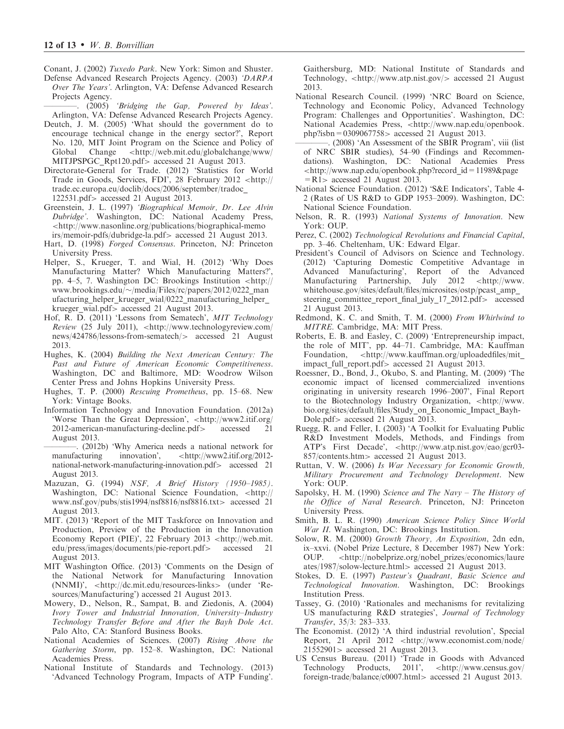Conant, J. (2002) *Tuxedo Park*. New York: Simon and Shuster.

Defense Advanced Research Projects Agency. (2003) *'DARPA Over The Years'*. Arlington, VA: Defense Advanced Research Projects Agency.

———. (2005) *'Bridging the Gap, Powered by Ideas'*. Arlington, VA: Defense Advanced Research Projects Agency.

Deutch, J. M. (2005) 'What should the government do to encourage technical change in the energy sector?', Report No. 120, MIT Joint Program on the Science and Policy of Global Change <http://web.mit.edu/globalchange/www/MITJPSPGC_Rpt120.pdf> accessed 21 August 2013.

Directorate-General for Trade. (2012) 'Statistics for World Trade in Goods, Services, FDI', 28 February 2012 <http://trade.ec.europa.eu/doclib/docs/2006/september/tradoc_122531.pdf> accessed 21 August 2013.

Greenstein, J. L. (1997) *'Biographical Memoir, Dr. Lee Alvin Dubridge'*. Washington, DC: National Academy Press, <http://www.nasonline.org/publications/biographical-memoirs/memoir-pdfs/dubridge-la.pdf> accessed 21 August 2013.

Hart, D. (1998) *Forged Consensus*. Princeton, NJ: Princeton University Press.

Helper, S., Krueger, T. and Wial, H. (2012) 'Why Does Manufacturing Matter? Which Manufacturing Matters?', pp. 4–5, 7. Washington DC: Brookings Institution <http://www.brookings.edu/~/media/Files/rc/papers/2012/0222_manufacturing_helper_krueger_wial/0222_manufacturing_helper_krueger_wial.pdf> accessed 21 August 2013.

Hof, R. D. (2011) 'Lessons from Sematech', *MIT Technology Review* (25 July 2011), <http://www.technologyreview.com/news/424786/lessons-from-sematech/> accessed 21 August 2013.

Hughes, K. (2004) *Building the Next American Century: The Past and Future of American Economic Competitiveness*. Washington, DC and Baltimore, MD: Woodrow Wilson Center Press and Johns Hopkins University Press.

Hughes, T. P. (2000) *Rescuing Prometheus*, pp. 15–68. New York: Vintage Books.

Information Technology and Innovation Foundation. (2012a) 'Worse Than the Great Depression', <http://www2.itif.org/2012-american-manufacturing-decline.pdf> accessed 21 August 2013.

———. (2012b) 'Why America needs a national network for manufacturing innovation', <http://www2.itif.org/2012-national-network-manufacturing-innovation.pdf> accessed 21 August 2013.

Mazuzan, G. (1994) *NSF, A Brief History (1950–1985)*. Washington, DC: National Science Foundation, <http://www.nsf.gov/pubs/stis1994/nsf8816/nsf8816.txt> accessed 21 August 2013.

MIT. (2013) 'Report of the MIT Taskforce on Innovation and Production, Preview of the Production in the Innovation Economy Report (PIE)', 22 February 2013 <http://web.mit.edu/press/images/documents/pie-report.pdf> accessed 21 August 2013.

MIT Washington Office. (2013) 'Comments on the Design of the National Network for Manufacturing Innovation (NNMI)', <http://dc.mit.edu/resources-links> (under 'Resources/Manufacturing') accessed 21 August 2013.

Mowery, D., Nelson, R., Sampat, B. and Ziedonis, A. (2004) *Ivory Tower and Industrial Innovation, University–Industry Technology Transfer Before and After the Bayh Dole Act*. Palo Alto, CA: Stanford Business Books.

National Academies of Sciences. (2007) *Rising Above the Gathering Storm*, pp. 152–8. Washington, DC: National Academies Press.

National Institute of Standards and Technology. (2013) 'Advanced Technology Program, Impacts of ATP Funding'. Gaithersburg, MD: National Institute of Standards and Technology, <http://www.atp.nist.gov/> accessed 21 August 2013.

National Research Council. (1999) 'NRC Board on Science, Technology and Economic Policy, Advanced Technology Program: Challenges and Opportunities'. Washington, DC: National Academies Press, <http://www.nap.edu/openbook.php?isbn=0309067758> accessed 21 August 2013.

———. (2008) 'An Assessment of the SBIR Program', viii (list of NRC SBIR studies), 54–90 (Findings and Recommendations). Washington, DC: National Academies Press <http://www.nap.edu/openbook.php?record_id=11989&page=R1> accessed 21 August 2013.

National Science Foundation. (2012) 'S&E Indicators', Table 4-2 (Rates of US R&D to GDP 1953–2009). Washington, DC: National Science Foundation.

Nelson, R. R. (1993) *National Systems of Innovation*. New York: OUP.

Perez, C. (2002) *Technological Revolutions and Financial Capital*, pp. 3–46. Cheltenham, UK: Edward Elgar.

President's Council of Advisors on Science and Technology. (2012) 'Capturing Domestic Competitive Advantage in Advanced Manufacturing', Report of the Advanced Manufacturing Partnership, July 2012 <http://www.whitehouse.gov/sites/default/files/microsites/ostp/pcast_amp_steering_committee_report_final_july_17_2012.pdf> accessed 21 August 2013.

Redmond, K. C. and Smith, T. M. (2000) *From Whirlwind to MITRE*. Cambridge, MA: MIT Press.

Roberts, E. B. and Easley, C. (2009) 'Entrepreneurship impact, the role of MIT', pp. 44–71. Cambridge, MA: Kauffman Foundation, <http://www.kauffman.org/uploadedfiles/mit_impact_full_report.pdf> accessed 21 August 2013.

Roessner, D., Bond, J., Okubo, S. and Planting, M. (2009) 'The economic impact of licensed commercialized inventions originating in university research 1996–2007', Final Report to the Biotechnology Industry Organization, <http://www.bio.org/sites/default/files/Study_on_Economic_Impact_Bayh-Dole.pdf> accessed 21 August 2013.

Ruegg, R. and Feller, I. (2003) 'A Toolkit for Evaluating Public R&D Investment Models, Methods, and Findings from ATP's First Decade', <http://www.atp.nist.gov/eao/gcr03-857/contents.htm> accessed 21 August 2013.

Ruttan, V. W. (2006) *Is War Necessary for Economic Growth, Military Procurement and Technology Development*. New York: OUP.

Sapolsky, H. M. (1990) *Science and The Navy – The History of the Office of Naval Research*. Princeton, NJ: Princeton University Press.

Smith, B. L. R. (1990) *American Science Policy Since World War II*. Washington, DC: Brookings Institution.

Solow, R. M. (2000) *Growth Theory, An Exposition*, 2dn edn, ix–xxvi. (Nobel Prize Lecture, 8 December 1987) New York: OUP. <http://nobelprize.org/nobel_prizes/economics/laureates/1987/solow-lecture.html> accessed 21 August 2013.

Stokes, D. E. (1997) *Pasteur's Quadrant, Basic Science and Technological Innovation*. Washington, DC: Brookings Institution Press.

Tassey, G. (2010) 'Rationales and mechanisms for revitalizing US manufacturing R&D strategies', *Journal of Technology Transfer*, 35/3: 283–333.

The Economist. (2012) 'A third industrial revolution', Special Report, 21 April 2012 <http://www.economist.com/node/21552901> accessed 21 August 2013.

US Census Bureau. (2011) 'Trade in Goods with Advanced Technology Products, 2011', <http://www.census.gov/foreign-trade/balance/c0007.html> accessed 21 August 2013.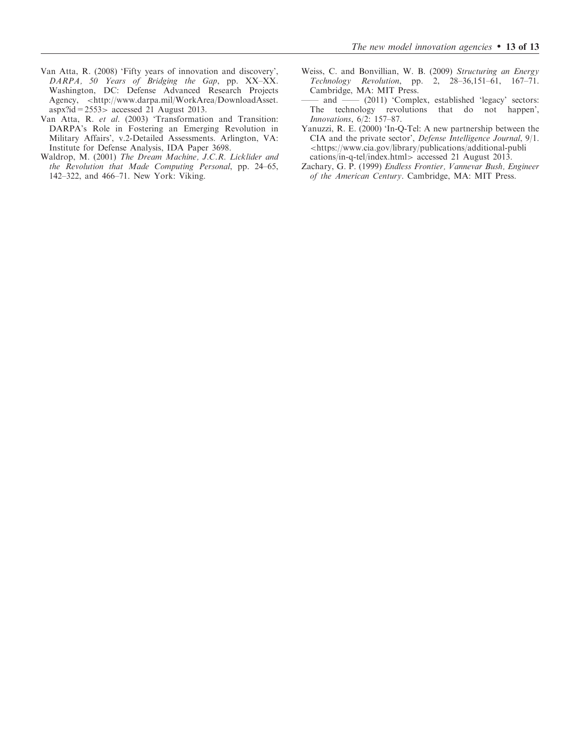Van Atta, R. (2008) 'Fifty years of innovation and discovery', *DARPA, 50 Years of Bridging the Gap*, pp. XX–XX. Washington, DC: Defense Advanced Research Projects Agency, <http://www.darpa.mil/WorkArea/DownloadAsset.aspx?id=2553> accessed 21 August 2013.

Van Atta, R. *et al*. (2003) 'Transformation and Transition: DARPA's Role in Fostering an Emerging Revolution in Military Affairs', v.2-Detailed Assessments. Arlington, VA: Institute for Defense Analysis, IDA Paper 3698.

Waldrop, M. (2001) *The Dream Machine, J.C.R. Licklider and the Revolution that Made Computing Personal*, pp. 24–65, 142–322, and 466–71. New York: Viking.

Weiss, C. and Bonvillian, W. B. (2009) *Structuring an Energy Technology Revolution*, pp. 2, 28–36,151–61, 167–71. Cambridge, MA: MIT Press.

—— and —— (2011) 'Complex, established 'legacy' sectors: The technology revolutions that do not happen', *Innovations*, 6/2: 157–87.

Yanuzzi, R. E. (2000) 'In-Q-Tel: A new partnership between the CIA and the private sector', *Defense Intelligence Journal*, 9/1. <https://www.cia.gov/library/publications/additional-publications/in-q-tel/index.html> accessed 21 August 2013.

Zachary, G. P. (1999) *Endless Frontier, Vannevar Bush, Engineer of the American Century*. Cambridge, MA: MIT Press.